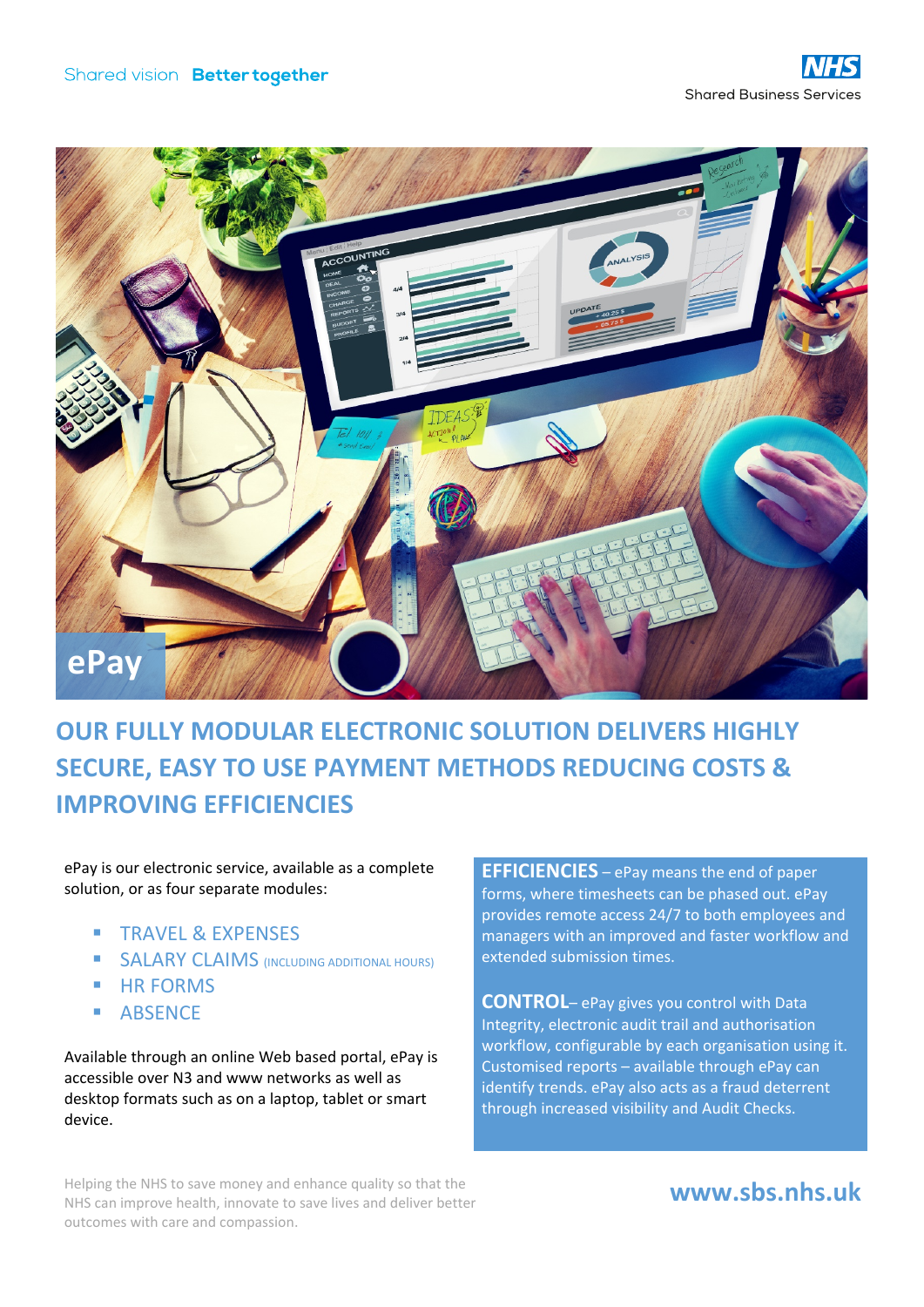Shared vision **Better together**

**NHS** Shared Business Services

# ePay

## OUR FULLY MODULAR ELECTRONIC SOLUTION DELIVERS HIGHLY SECURE, EASY TO USE PAYMENT METHODS REDUCING COSTS & IMPROVING EFFICIENCIES

ePay is our electronic service, available as a complete solution, or as four separate modules:

- TRAVEL & EXPENSES
- SALARY CLAIMS (INCLUDING ADDITIONAL HOURS)
- HR FORMS
- ABSENCE

Available through an online Web based portal, ePay is accessible over N3 and www networks as well as desktop formats such as on a laptop, tablet or smart device.

**EFFICIENCIES** – ePay means the end of paper forms, where timesheets can be phased out. ePay provides remote access 24/7 to both employees and managers with an improved and faster workflow and extended submission times.

**CONTROL**– ePay gives you control with Data Integrity, electronic audit trail and authorisation workflow, configurable by each organisation using it. Customised reports – available through ePay can identify trends. ePay also acts as a fraud deterrent through increased visibility and Audit Checks.

Helping the NHS to save money and enhance quality so that the NHS can improve health, innovate to save lives and deliver better outcomes with care and compassion.

**www.sbs.nhs.uk**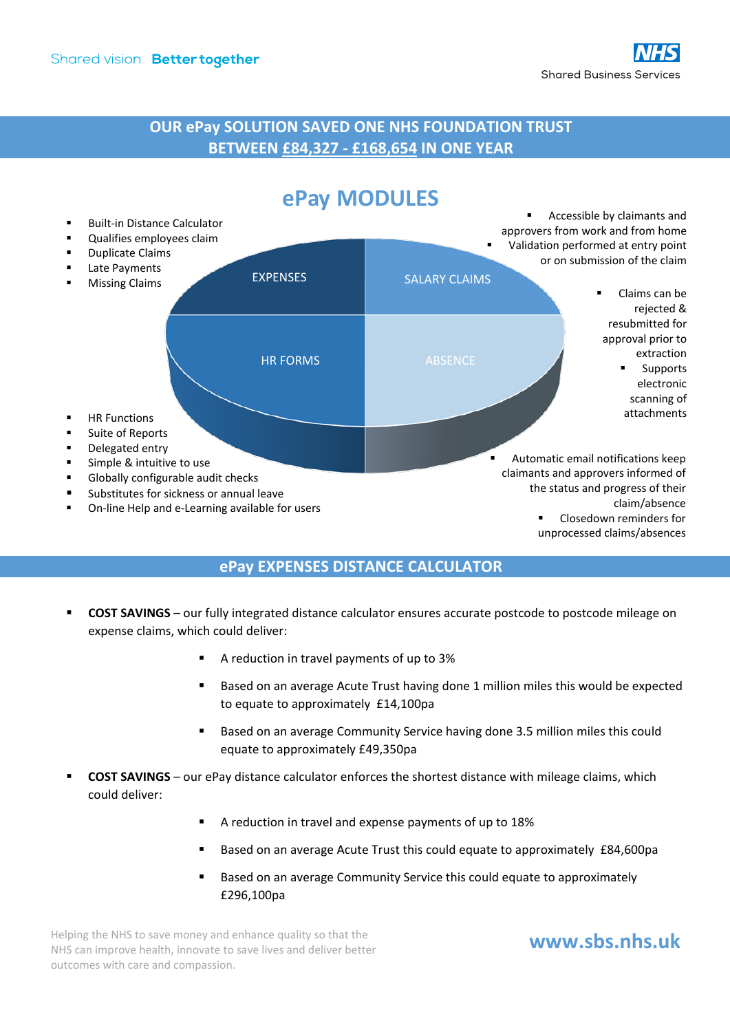Shared vision **Better together**

Shared Business Services

## OUR ePay SOLUTION SAVED ONE NHS FOUNDATION TRUST BETWEEN £84,327 - £168,654 IN ONE YEAR

## ePay MODULES

EXPENSES

SALARY CLAIMS

HR FORMS

ABSENCE

- Built-in Distance Calculator
- Qualifies employees claim
- Duplicate Claims
- Late Payments
- Missing Claims

- Accessible by claimants and approvers from work and from home
- Validation performed at entry point or on submission of the claim
- Claims can be rejected & resubmitted for approval prior to extraction
- Supports electronic scanning of attachments

- HR Functions
- Suite of Reports
- Delegated entry
- Simple & intuitive to use
- Globally configurable audit checks
- Substitutes for sickness or annual leave
- On-line Help and e-Learning available for users

- Automatic email notifications keep claimants and approvers informed of the status and progress of their claim/absence
- Closedown reminders for unprocessed claims/absences

## ePay EXPENSES DISTANCE CALCULATOR

- **COST SAVINGS** – our fully integrated distance calculator ensures accurate postcode to postcode mileage on expense claims, which could deliver:
    - A reduction in travel payments of up to 3%
    - Based on an average Acute Trust having done 1 million miles this would be expected to equate to approximately £14,100pa
    - Based on an average Community Service having done 3.5 million miles this could equate to approximately £49,350pa
- **COST SAVINGS** – our ePay distance calculator enforces the shortest distance with mileage claims, which could deliver:
    - A reduction in travel and expense payments of up to 18%
    - Based on an average Acute Trust this could equate to approximately £84,600pa
    - Based on an average Community Service this could equate to approximately £296,100pa

Helping the NHS to save money and enhance quality so that the NHS can improve health, innovate to save lives and deliver better outcomes with care and compassion.

**www.sbs.nhs.uk**